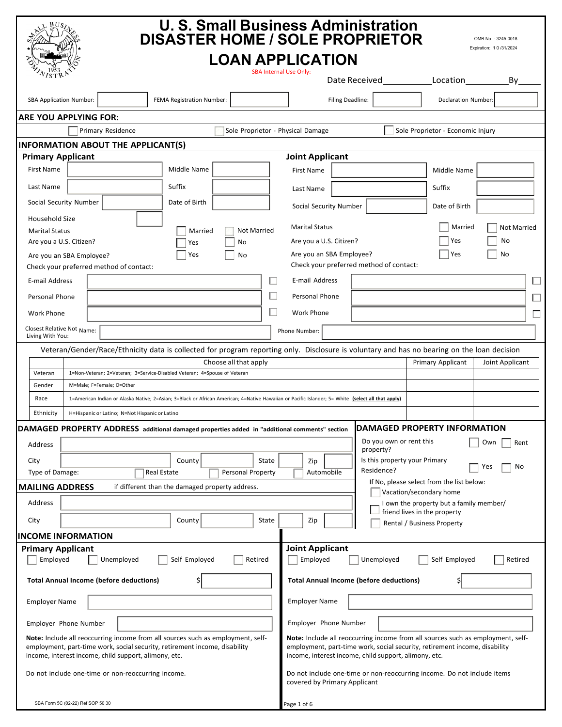# U. S. Small Business Administration
# DISASTER HOME / SOLE PROPRIETOR
# LOAN APPLICATION

OMB No. : 3245-0018
Expiration: 10 /31/2024

SBA Internal Use Only:

Date Received __________ Location __________ By _____

SBA Application Number: ______ FEMA Registration Number: ______ Filing Deadline: ______ Declaration Number: ______

## ARE YOU APPLYING FOR:

☐ Primary Residence ☐ Sole Proprietor - Physical Damage ☐ Sole Proprietor - Economic Injury

## INFORMATION ABOUT THE APPLICANT(S)

### Primary Applicant

First Name ______ Middle Name ______

Last Name ______ Suffix ______

Social Security Number ______ Date of Birth ______

Household Size ______

Marital Status ☐ Married ☐ Not Married

Are you a U.S. Citizen? ☐ Yes ☐ No

Are you an SBA Employee? ☐ Yes ☐ No

Check your preferred method of contact:

E-mail Address ______ ☐

Personal Phone ______ ☐

Work Phone ______ ☐

Closest Relative Not Living With You: Name: ______

### Joint Applicant

First Name ______ Middle Name ______

Last Name ______ Suffix ______

Social Security Number ______ Date of Birth ______

Marital Status ☐ Married ☐ Not Married

Are you a U.S. Citizen? ☐ Yes ☐ No

Are you an SBA Employee? ☐ Yes ☐ No

Check your preferred method of contact:

E-mail Address ______ ☐

Personal Phone ______ ☐

Work Phone ______ ☐

Phone Number: ______

Veteran/Gender/Race/Ethnicity data is collected for program reporting only. Disclosure is voluntary and has no bearing on the loan decision

| | Choose all that apply | Primary Applicant | Joint Applicant |
|---|---|---|---|
| Veteran | 1=Non-Veteran; 2=Veteran; 3=Service-Disabled Veteran; 4=Spouse of Veteran | | |
| Gender | M=Male; F=Female; O=Other | | |
| Race | 1=American Indian or Alaska Native; 2=Asian; 3=Black or African American; 4=Native Hawaiian or Pacific Islander; 5= White (select all that apply) | | |
| Ethnicity | H=Hispanic or Latino; N=Not Hispanic or Latino | | |

## DAMAGED PROPERTY ADDRESS additional damaged properties added in "additional comments" section

Address ______

City ______ County ______ State ______ Zip ______

Type of Damage: ☐ Real Estate ☐ Personal Property ☐ Automobile

## DAMAGED PROPERTY INFORMATION

Do you own or rent this property? ☐ Own ☐ Rent

Is this property your Primary Residence? ☐ Yes ☐ No

If No, please select from the list below:

☐ Vacation/secondary home

☐ I own the property but a family member/ friend lives in the property

☐ Rental / Business Property

## MAILING ADDRESS if different than the damaged property address.

Address ______

City ______ County ______ State ______ Zip ______

## INCOME INFORMATION

### Primary Applicant

☐ Employed ☐ Unemployed ☐ Self Employed ☐ Retired

**Total Annual Income (before deductions)** $ ______

Employer Name ______

Employer Phone Number ______

**Note:** Include all reoccurring income from all sources such as employment, self-employment, part-time work, social security, retirement income, disability income, interest income, child support, alimony, etc.

Do not include one-time or non-reoccurring income.

### Joint Applicant

☐ Employed ☐ Unemployed ☐ Self Employed ☐ Retired

**Total Annual Income (before deductions)** $ ______

Employer Name ______

Employer Phone Number ______

**Note:** Include all reoccurring income from all sources such as employment, self-employment, part-time work, social security, retirement income, disability income, interest income, child support, alimony, etc.

Do not include one-time or non-reoccurring income. Do not include items covered by Primary Applicant

SBA Form 5C (02-22) Ref SOP 50 30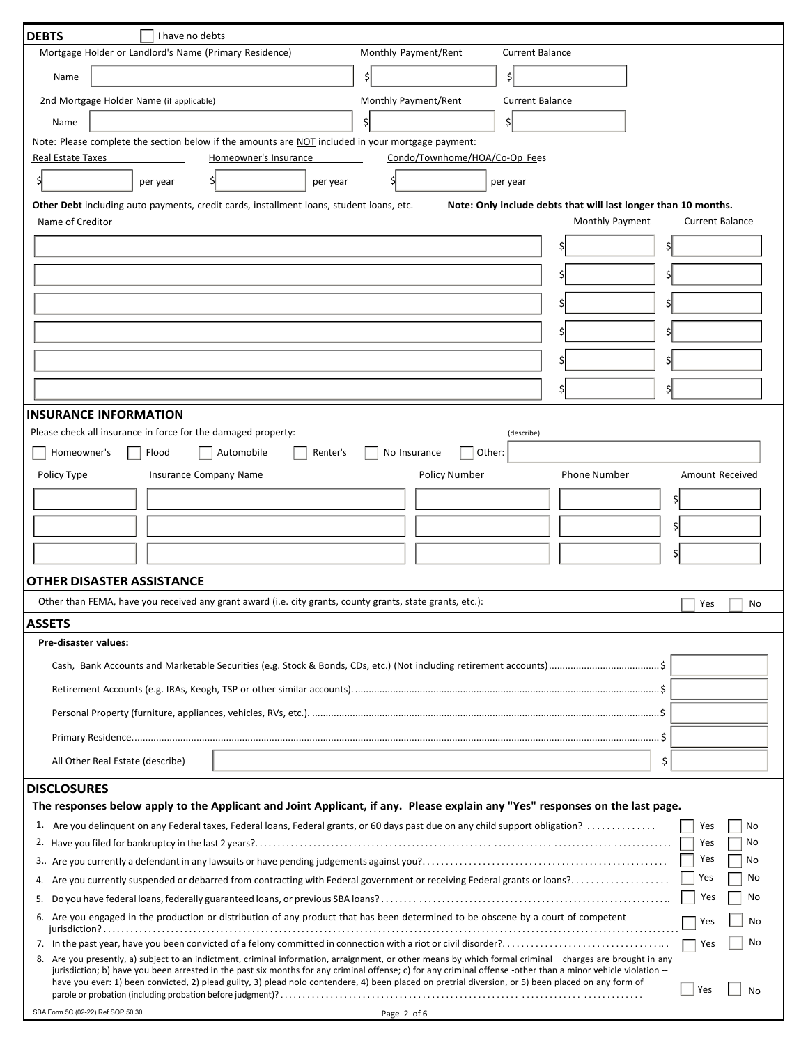## DEBTS

☐ I have no debts

| Mortgage Holder or Landlord's Name (Primary Residence) | Monthly Payment/Rent | Current Balance |
|---|---|---|
| Name | $ | $ |

| 2nd Mortgage Holder Name (if applicable) | Monthly Payment/Rent | Current Balance |
|---|---|---|
| Name | $ | $ |

Note: Please complete the section below if the amounts are NOT included in your mortgage payment:

| Real Estate Taxes | Homeowner's Insurance | Condo/Townhome/HOA/Co-Op Fees |
|---|---|---|
| $ per year | $ per year | $ per year |

**Other Debt** including auto payments, credit cards, installment loans, student loans, etc. **Note: Only include debts that will last longer than 10 months.**

| Name of Creditor | Monthly Payment | Current Balance |
|---|---|---|
| | $ | $ |
| | $ | $ |
| | $ | $ |
| | $ | $ |
| | $ | $ |
| | $ | $ |

## INSURANCE INFORMATION

Please check all insurance in force for the damaged property:

☐ Homeowner's ☐ Flood ☐ Automobile ☐ Renter's ☐ No Insurance ☐ Other: (describe)

| Policy Type | Insurance Company Name | Policy Number | Phone Number | Amount Received |
|---|---|---|---|---|
| | | | | $ |
| | | | | $ |
| | | | | $ |

## OTHER DISASTER ASSISTANCE

Other than FEMA, have you received any grant award (i.e. city grants, county grants, state grants, etc.): ☐ Yes ☐ No

## ASSETS

**Pre-disaster values:**

Cash, Bank Accounts and Marketable Securities (e.g. Stock & Bonds, CDs, etc.) (Not including retirement accounts)........................................$

Retirement Accounts (e.g. IRAs, Keogh, TSP or other similar accounts)...............................................................................................$

Personal Property (furniture, appliances, vehicles, RVs, etc.)...............................................................................................$

Primary Residence...............................................................................................$

All Other Real Estate (describe) $

## DISCLOSURES

**The responses below apply to the Applicant and Joint Applicant, if any. Please explain any "Yes" responses on the last page.**

1. Are you delinquent on any Federal taxes, Federal loans, Federal grants, or 60 days past due on any child support obligation? .............. ☐ Yes ☐ No
2. Have you filed for bankruptcy in the last 2 years?.................................................. ☐ Yes ☐ No
3. Are you currently a defendant in any lawsuits or have pending judgements against you?.................................................. ☐ Yes ☐ No
4. Are you currently suspended or debarred from contracting with Federal government or receiving Federal grants or loans?.................. ☐ Yes ☐ No
5. Do you have federal loans, federally guaranteed loans, or previous SBA loans?.................................................. ☐ Yes ☐ No
6. Are you engaged in the production or distribution of any product that has been determined to be obscene by a court of competent jurisdiction?.................................................. ☐ Yes ☐ No
7. In the past year, have you been convicted of a felony committed in connection with a riot or civil disorder?.................................. ☐ Yes ☐ No
8. Are you presently, a) subject to an indictment, criminal information, arraignment, or other means by which formal criminal charges are brought in any jurisdiction; b) have you been arrested in the past six months for any criminal offense; c) for any criminal offense -other than a minor vehicle violation -- have you ever: 1) been convicted, 2) plead guilty, 3) plead nolo contendere, 4) been placed on pretrial diversion, or 5) been placed on any form of parole or probation (including probation before judgment)?.................................................. ☐ Yes ☐ No

SBA Form 5C (02-22) Ref SOP 50 30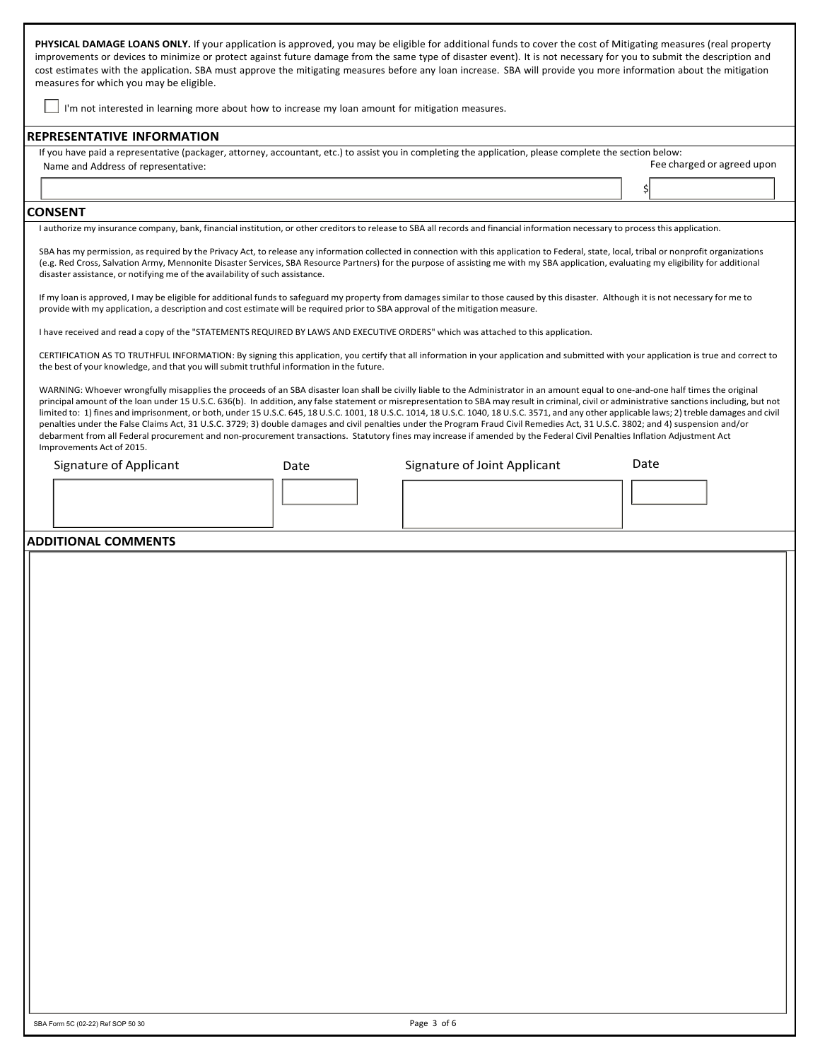**PHYSICAL DAMAGE LOANS ONLY.** If your application is approved, you may be eligible for additional funds to cover the cost of Mitigating measures (real property improvements or devices to minimize or protect against future damage from the same type of disaster event). It is not necessary for you to submit the description and cost estimates with the application. SBA must approve the mitigating measures before any loan increase. SBA will provide you more information about the mitigation measures for which you may be eligible.

☐ I'm not interested in learning more about how to increase my loan amount for mitigation measures.

## REPRESENTATIVE INFORMATION

If you have paid a representative (packager, attorney, accountant, etc.) to assist you in completing the application, please complete the section below:

| Name and Address of representative: | Fee charged or agreed upon |
|---|---|
| | $ |

## CONSENT

I authorize my insurance company, bank, financial institution, or other creditors to release to SBA all records and financial information necessary to process this application.

SBA has my permission, as required by the Privacy Act, to release any information collected in connection with this application to Federal, state, local, tribal or nonprofit organizations (e.g. Red Cross, Salvation Army, Mennonite Disaster Services, SBA Resource Partners) for the purpose of assisting me with my SBA application, evaluating my eligibility for additional disaster assistance, or notifying me of the availability of such assistance.

If my loan is approved, I may be eligible for additional funds to safeguard my property from damages similar to those caused by this disaster. Although it is not necessary for me to provide with my application, a description and cost estimate will be required prior to SBA approval of the mitigation measure.

I have received and read a copy of the "STATEMENTS REQUIRED BY LAWS AND EXECUTIVE ORDERS" which was attached to this application.

CERTIFICATION AS TO TRUTHFUL INFORMATION: By signing this application, you certify that all information in your application and submitted with your application is true and correct to the best of your knowledge, and that you will submit truthful information in the future.

WARNING: Whoever wrongfully misapplies the proceeds of an SBA disaster loan shall be civilly liable to the Administrator in an amount equal to one-and-one half times the original principal amount of the loan under 15 U.S.C. 636(b). In addition, any false statement or misrepresentation to SBA may result in criminal, civil or administrative sanctions including, but not limited to: 1) fines and imprisonment, or both, under 15 U.S.C. 645, 18 U.S.C. 1001, 18 U.S.C. 1014, 18 U.S.C. 1040, 18 U.S.C. 3571, and any other applicable laws; 2) treble damages and civil penalties under the False Claims Act, 31 U.S.C. 3729; 3) double damages and civil penalties under the Program Fraud Civil Remedies Act, 31 U.S.C. 3802; and 4) suspension and/or debarment from all Federal procurement and non-procurement transactions. Statutory fines may increase if amended by the Federal Civil Penalties Inflation Adjustment Act Improvements Act of 2015.

| Signature of Applicant | Date | Signature of Joint Applicant | Date |
|---|---|---|---|
| | | | |

## ADDITIONAL COMMENTS

SBA Form 5C (02-22) Ref SOP 50 30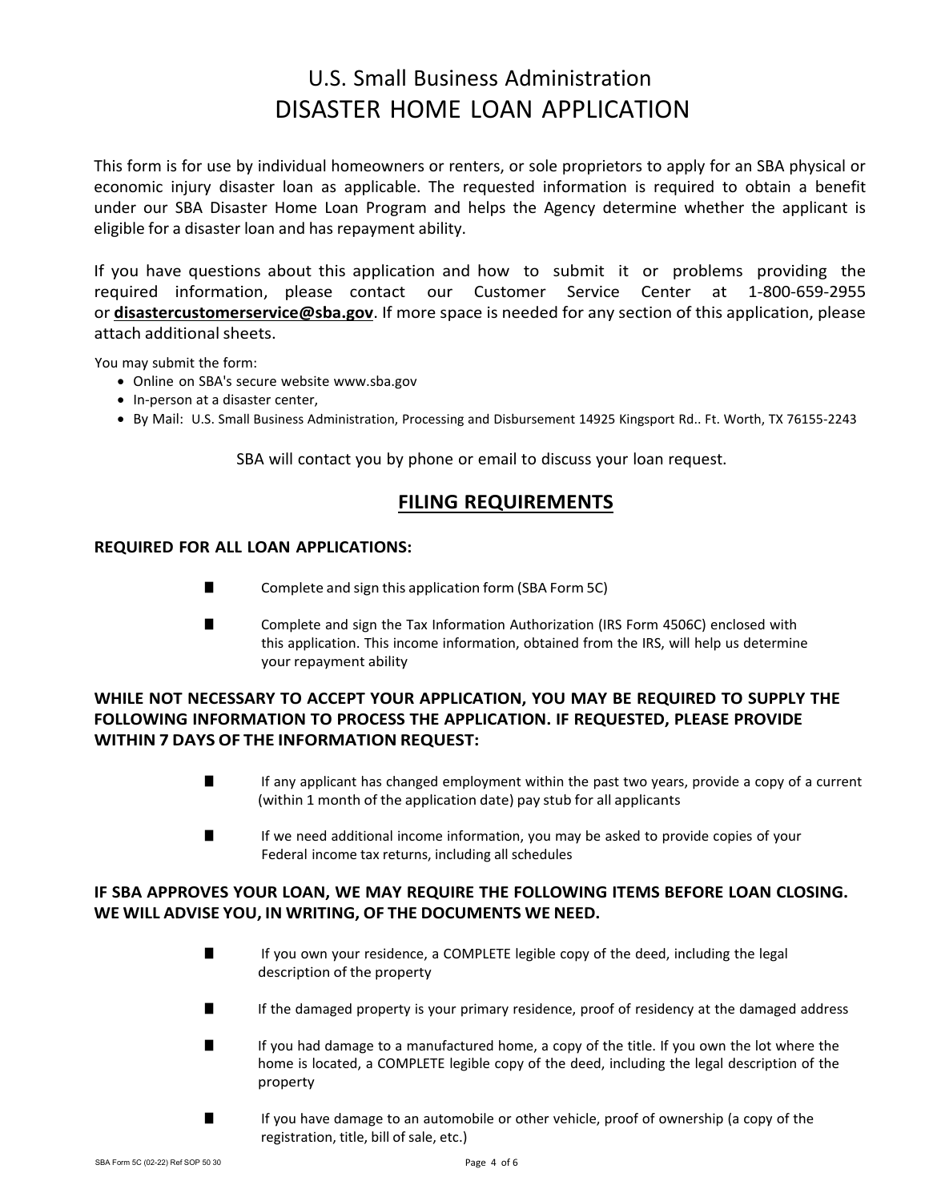# U.S. Small Business Administration
# DISASTER HOME LOAN APPLICATION

This form is for use by individual homeowners or renters, or sole proprietors to apply for an SBA physical or economic injury disaster loan as applicable. The requested information is required to obtain a benefit under our SBA Disaster Home Loan Program and helps the Agency determine whether the applicant is eligible for a disaster loan and has repayment ability.

If you have questions about this application and how to submit it or problems providing the required information, please contact our Customer Service Center at 1-800-659-2955 or **disastercustomerservice@sba.gov**. If more space is needed for any section of this application, please attach additional sheets.

You may submit the form:

- Online on SBA's secure website www.sba.gov
- In-person at a disaster center,
- By Mail: U.S. Small Business Administration, Processing and Disbursement 14925 Kingsport Rd.. Ft. Worth, TX 76155-2243

SBA will contact you by phone or email to discuss your loan request.

## FILING REQUIREMENTS

**REQUIRED FOR ALL LOAN APPLICATIONS:**

- Complete and sign this application form (SBA Form 5C)
- Complete and sign the Tax Information Authorization (IRS Form 4506C) enclosed with this application. This income information, obtained from the IRS, will help us determine your repayment ability

**WHILE NOT NECESSARY TO ACCEPT YOUR APPLICATION, YOU MAY BE REQUIRED TO SUPPLY THE FOLLOWING INFORMATION TO PROCESS THE APPLICATION. IF REQUESTED, PLEASE PROVIDE WITHIN 7 DAYS OF THE INFORMATION REQUEST:**

- If any applicant has changed employment within the past two years, provide a copy of a current (within 1 month of the application date) pay stub for all applicants
- If we need additional income information, you may be asked to provide copies of your Federal income tax returns, including all schedules

**IF SBA APPROVES YOUR LOAN, WE MAY REQUIRE THE FOLLOWING ITEMS BEFORE LOAN CLOSING. WE WILL ADVISE YOU, IN WRITING, OF THE DOCUMENTS WE NEED.**

- If you own your residence, a COMPLETE legible copy of the deed, including the legal description of the property
- If the damaged property is your primary residence, proof of residency at the damaged address
- If you had damage to a manufactured home, a copy of the title. If you own the lot where the home is located, a COMPLETE legible copy of the deed, including the legal description of the property
- If you have damage to an automobile or other vehicle, proof of ownership (a copy of the registration, title, bill of sale, etc.)

SBA Form 5C (02-22) Ref SOP 50 30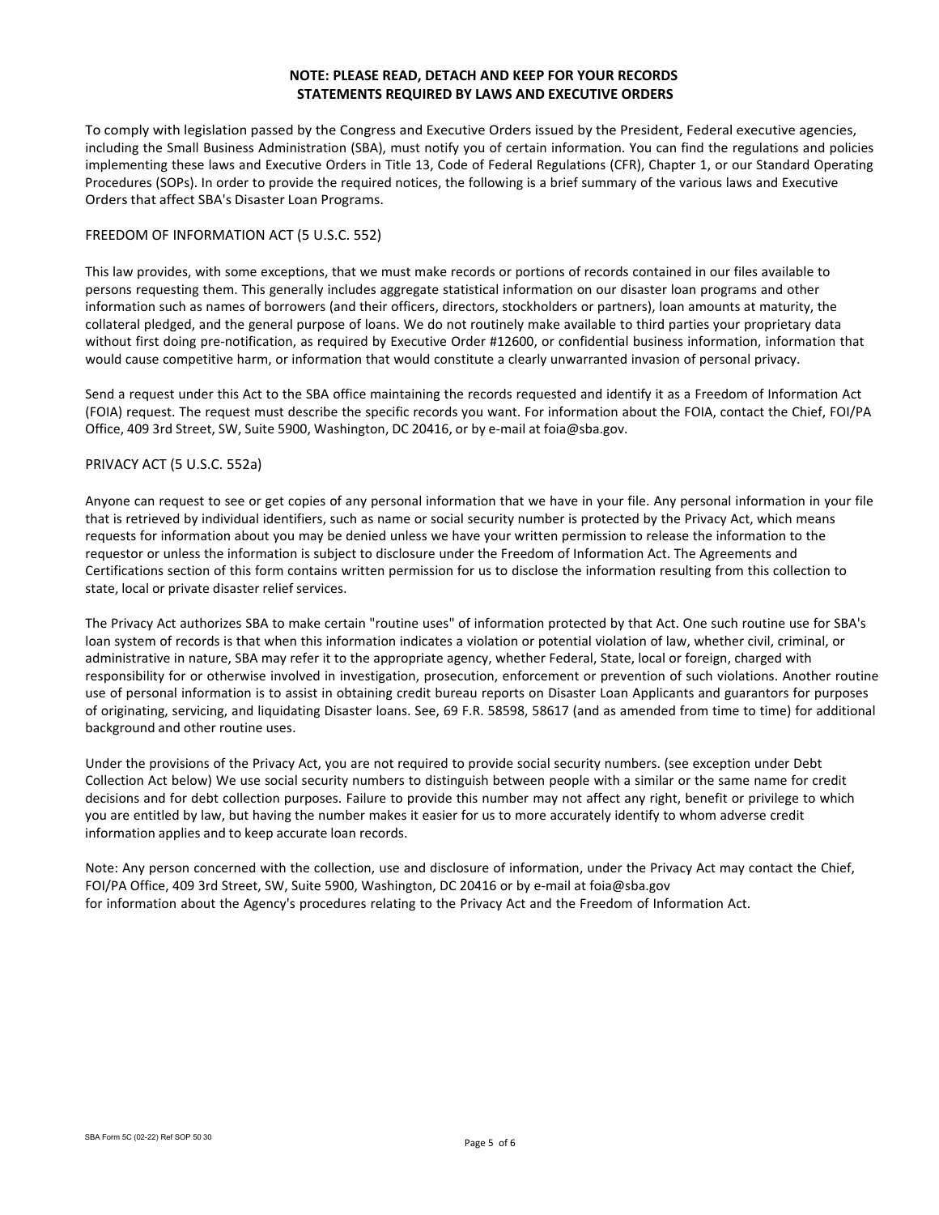**NOTE: PLEASE READ, DETACH AND KEEP FOR YOUR RECORDS**
**STATEMENTS REQUIRED BY LAWS AND EXECUTIVE ORDERS**

To comply with legislation passed by the Congress and Executive Orders issued by the President, Federal executive agencies, including the Small Business Administration (SBA), must notify you of certain information. You can find the regulations and policies implementing these laws and Executive Orders in Title 13, Code of Federal Regulations (CFR), Chapter 1, or our Standard Operating Procedures (SOPs). In order to provide the required notices, the following is a brief summary of the various laws and Executive Orders that affect SBA's Disaster Loan Programs.

## FREEDOM OF INFORMATION ACT (5 U.S.C. 552)

This law provides, with some exceptions, that we must make records or portions of records contained in our files available to persons requesting them. This generally includes aggregate statistical information on our disaster loan programs and other information such as names of borrowers (and their officers, directors, stockholders or partners), loan amounts at maturity, the collateral pledged, and the general purpose of loans. We do not routinely make available to third parties your proprietary data without first doing pre-notification, as required by Executive Order #12600, or confidential business information, information that would cause competitive harm, or information that would constitute a clearly unwarranted invasion of personal privacy.

Send a request under this Act to the SBA office maintaining the records requested and identify it as a Freedom of Information Act (FOIA) request. The request must describe the specific records you want. For information about the FOIA, contact the Chief, FOI/PA Office, 409 3rd Street, SW, Suite 5900, Washington, DC 20416, or by e-mail at foia@sba.gov.

## PRIVACY ACT (5 U.S.C. 552a)

Anyone can request to see or get copies of any personal information that we have in your file. Any personal information in your file that is retrieved by individual identifiers, such as name or social security number is protected by the Privacy Act, which means requests for information about you may be denied unless we have your written permission to release the information to the requestor or unless the information is subject to disclosure under the Freedom of Information Act. The Agreements and Certifications section of this form contains written permission for us to disclose the information resulting from this collection to state, local or private disaster relief services.

The Privacy Act authorizes SBA to make certain "routine uses" of information protected by that Act. One such routine use for SBA's loan system of records is that when this information indicates a violation or potential violation of law, whether civil, criminal, or administrative in nature, SBA may refer it to the appropriate agency, whether Federal, State, local or foreign, charged with responsibility for or otherwise involved in investigation, prosecution, enforcement or prevention of such violations. Another routine use of personal information is to assist in obtaining credit bureau reports on Disaster Loan Applicants and guarantors for purposes of originating, servicing, and liquidating Disaster loans. See, 69 F.R. 58598, 58617 (and as amended from time to time) for additional background and other routine uses.

Under the provisions of the Privacy Act, you are not required to provide social security numbers. (see exception under Debt Collection Act below) We use social security numbers to distinguish between people with a similar or the same name for credit decisions and for debt collection purposes. Failure to provide this number may not affect any right, benefit or privilege to which you are entitled by law, but having the number makes it easier for us to more accurately identify to whom adverse credit information applies and to keep accurate loan records.

Note: Any person concerned with the collection, use and disclosure of information, under the Privacy Act may contact the Chief, FOI/PA Office, 409 3rd Street, SW, Suite 5900, Washington, DC 20416 or by e-mail at foia@sba.gov for information about the Agency's procedures relating to the Privacy Act and the Freedom of Information Act.

SBA Form 5C (02-22) Ref SOP 50 30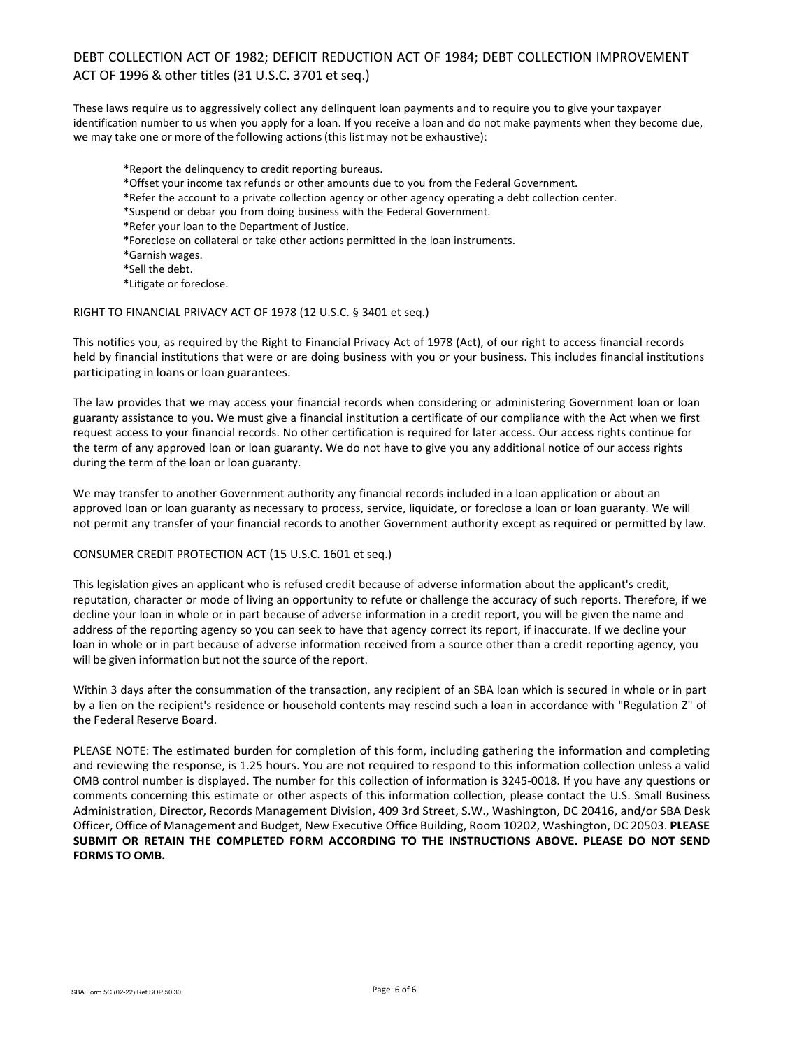## DEBT COLLECTION ACT OF 1982; DEFICIT REDUCTION ACT OF 1984; DEBT COLLECTION IMPROVEMENT ACT OF 1996 & other titles (31 U.S.C. 3701 et seq.)

These laws require us to aggressively collect any delinquent loan payments and to require you to give your taxpayer identification number to us when you apply for a loan. If you receive a loan and do not make payments when they become due, we may take one or more of the following actions (this list may not be exhaustive):

*Report the delinquency to credit reporting bureaus.
*Offset your income tax refunds or other amounts due to you from the Federal Government.
*Refer the account to a private collection agency or other agency operating a debt collection center.
*Suspend or debar you from doing business with the Federal Government.
*Refer your loan to the Department of Justice.
*Foreclose on collateral or take other actions permitted in the loan instruments.
*Garnish wages.
*Sell the debt.
*Litigate or foreclose.

## RIGHT TO FINANCIAL PRIVACY ACT OF 1978 (12 U.S.C. § 3401 et seq.)

This notifies you, as required by the Right to Financial Privacy Act of 1978 (Act), of our right to access financial records held by financial institutions that were or are doing business with you or your business. This includes financial institutions participating in loans or loan guarantees.

The law provides that we may access your financial records when considering or administering Government loan or loan guaranty assistance to you. We must give a financial institution a certificate of our compliance with the Act when we first request access to your financial records. No other certification is required for later access. Our access rights continue for the term of any approved loan or loan guaranty. We do not have to give you any additional notice of our access rights during the term of the loan or loan guaranty.

We may transfer to another Government authority any financial records included in a loan application or about an approved loan or loan guaranty as necessary to process, service, liquidate, or foreclose a loan or loan guaranty. We will not permit any transfer of your financial records to another Government authority except as required or permitted by law.

## CONSUMER CREDIT PROTECTION ACT (15 U.S.C. 1601 et seq.)

This legislation gives an applicant who is refused credit because of adverse information about the applicant's credit, reputation, character or mode of living an opportunity to refute or challenge the accuracy of such reports. Therefore, if we decline your loan in whole or in part because of adverse information in a credit report, you will be given the name and address of the reporting agency so you can seek to have that agency correct its report, if inaccurate. If we decline your loan in whole or in part because of adverse information received from a source other than a credit reporting agency, you will be given information but not the source of the report.

Within 3 days after the consummation of the transaction, any recipient of an SBA loan which is secured in whole or in part by a lien on the recipient's residence or household contents may rescind such a loan in accordance with "Regulation Z" of the Federal Reserve Board.

PLEASE NOTE: The estimated burden for completion of this form, including gathering the information and completing and reviewing the response, is 1.25 hours. You are not required to respond to this information collection unless a valid OMB control number is displayed. The number for this collection of information is 3245-0018. If you have any questions or comments concerning this estimate or other aspects of this information collection, please contact the U.S. Small Business Administration, Director, Records Management Division, 409 3rd Street, S.W., Washington, DC 20416, and/or SBA Desk Officer, Office of Management and Budget, New Executive Office Building, Room 10202, Washington, DC 20503. **PLEASE SUBMIT OR RETAIN THE COMPLETED FORM ACCORDING TO THE INSTRUCTIONS ABOVE. PLEASE DO NOT SEND FORMS TO OMB.**

SBA Form 5C (02-22) Ref SOP 50 30